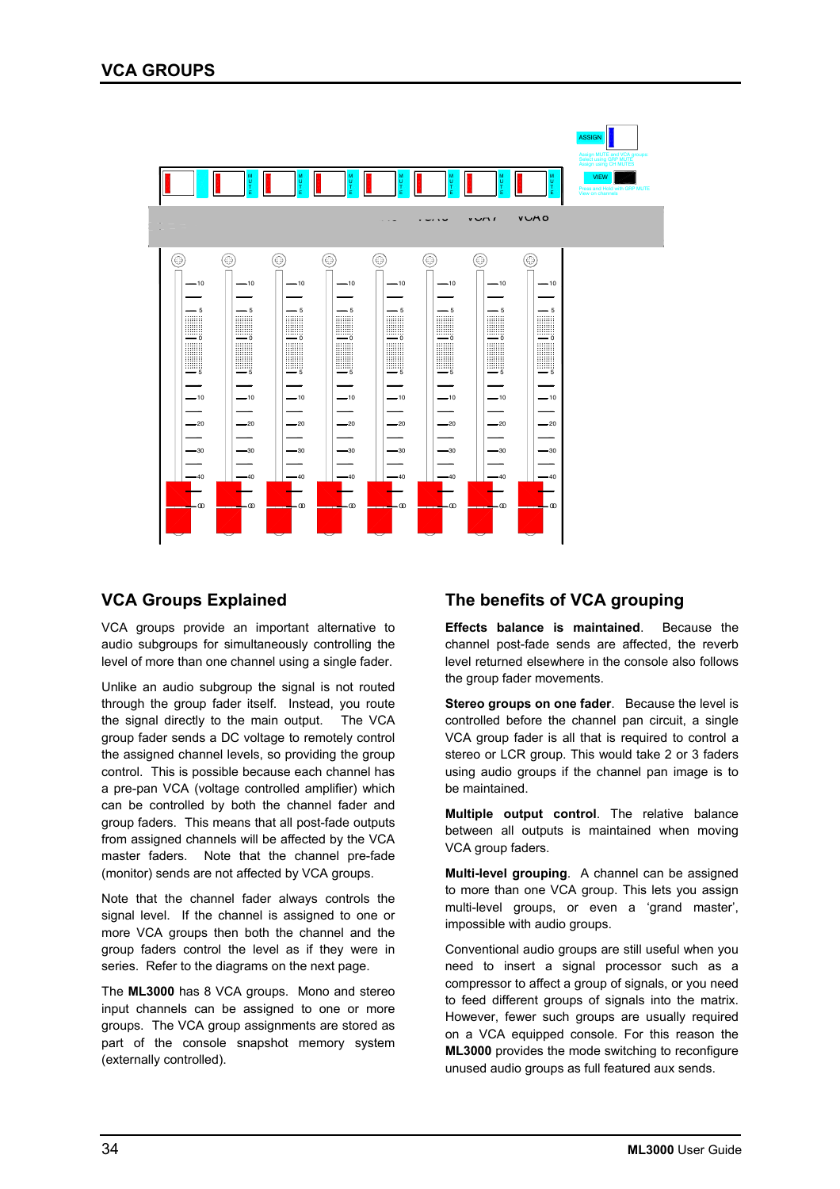# VCA GROUPS

## VCA Groups Explained

VCA groups provide an important alternative to audio subgroups for simultaneously controlling the level of more than one channel using a single fader.

Unlike an audio subgroup the signal is not routed through the group fader itself. Instead, you route the signal directly to the main output. The VCA group fader sends a DC voltage to remotely control the assigned channel levels, so providing the group control. This is possible because each channel has a pre-pan VCA (voltage controlled amplifier) which can be controlled by both the channel fader and group faders. This means that all post-fade outputs from assigned channels will be affected by the VCA master faders. Note that the channel pre-fade (monitor) sends are not affected by VCA groups.

Note that the channel fader always controls the signal level. If the channel is assigned to one or more VCA groups then both the channel and the group faders control the level as if they were in series. Refer to the diagrams on the next page.

The **ML3000** has 8 VCA groups. Mono and stereo input channels can be assigned to one or more groups. The VCA group assignments are stored as part of the console snapshot memory system (externally controlled).

## The benefits of VCA grouping

**Effects balance is maintained**. Because the channel post-fade sends are affected, the reverb level returned elsewhere in the console also follows the group fader movements.

**Stereo groups on one fader**. Because the level is controlled before the channel pan circuit, a single VCA group fader is all that is required to control a stereo or LCR group. This would take 2 or 3 faders using audio groups if the channel pan image is to be maintained.

**Multiple output control**. The relative balance between all outputs is maintained when moving VCA group faders.

**Multi-level grouping**. A channel can be assigned to more than one VCA group. This lets you assign multi-level groups, or even a 'grand master', impossible with audio groups.

Conventional audio groups are still useful when you need to insert a signal processor such as a compressor to affect a group of signals, or you need to feed different groups of signals into the matrix. However, fewer such groups are usually required on a VCA equipped console. For this reason the **ML3000** provides the mode switching to reconfigure unused audio groups as full featured aux sends.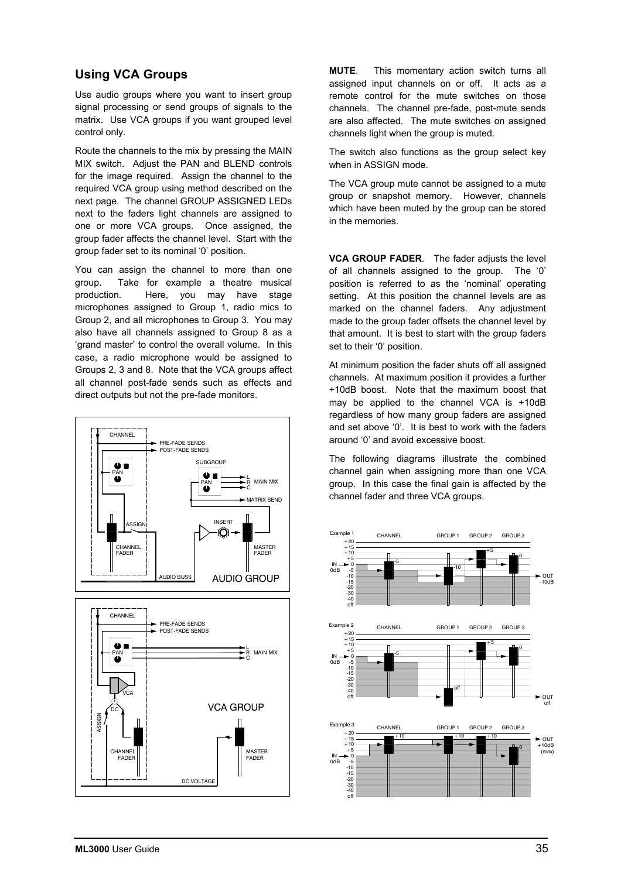## Using VCA Groups

Use audio groups where you want to insert group signal processing or send groups of signals to the matrix. Use VCA groups if you want grouped level control only.

Route the channels to the mix by pressing the MAIN MIX switch. Adjust the PAN and BLEND controls for the image required. Assign the channel to the required VCA group using method described on the next page. The channel GROUP ASSIGNED LEDs next to the faders light channels are assigned to one or more VCA groups. Once assigned, the group fader affects the channel level. Start with the group fader set to its nominal '0' position.

You can assign the channel to more than one group. Take for example a theatre musical production. Here, you may have stage microphones assigned to Group 1, radio mics to Group 2, and all microphones to Group 3. You may also have all channels assigned to Group 8 as a 'grand master' to control the overall volume. In this case, a radio microphone would be assigned to Groups 2, 3 and 8. Note that the VCA groups affect all channel post-fade sends such as effects and direct outputs but not the pre-fade monitors.

**MUTE**. This momentary action switch turns all assigned input channels on or off. It acts as a remote control for the mute switches on those channels. The channel pre-fade, post-mute sends are also affected. The mute switches on assigned channels light when the group is muted.

The switch also functions as the group select key when in ASSIGN mode.

The VCA group mute cannot be assigned to a mute group or snapshot memory. However, channels which have been muted by the group can be stored in the memories.

**VCA GROUP FADER**. The fader adjusts the level of all channels assigned to the group. The '0' position is referred to as the 'nominal' operating setting. At this position the channel levels are as marked on the channel faders. Any adjustment made to the group fader offsets the channel level by that amount. It is best to start with the group faders set to their '0' position.

At minimum position the fader shuts off all assigned channels. At maximum position it provides a further +10dB boost. Note that the maximum boost that may be applied to the channel VCA is +10dB regardless of how many group faders are assigned and set above '0'. It is best to work with the faders around '0' and avoid excessive boost.

The following diagrams illustrate the combined channel gain when assigning more than one VCA group. In this case the final gain is affected by the channel fader and three VCA groups.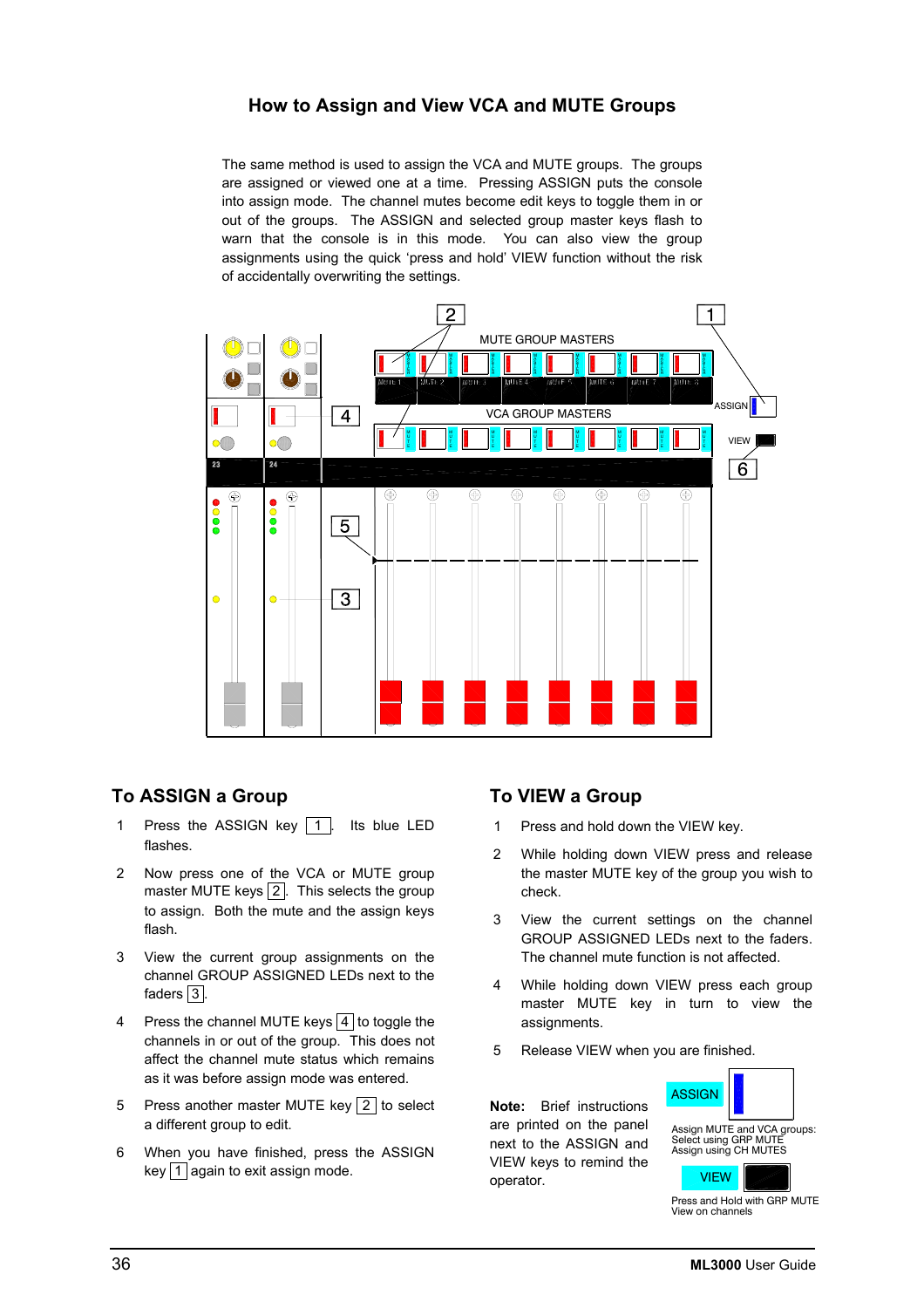## How to Assign and View VCA and MUTE Groups

The same method is used to assign the VCA and MUTE groups. The groups are assigned or viewed one at a time. Pressing ASSIGN puts the console into assign mode. The channel mutes become edit keys to toggle them in or out of the groups. The ASSIGN and selected group master keys flash to warn that the console is in this mode. You can also view the group assignments using the quick 'press and hold' VIEW function without the risk of accidentally overwriting the settings.

2
1
MUTE GROUP MASTERS
MUTE 1 MUTE 2 MUTE 3 MUTE 4 MUTE 5 MUTE 6 MUTE 7 MUTE 8
ASSIGN
4
VCA GROUP MASTERS
VIEW
6
23 24
5
3

### To ASSIGN a Group

1. Press the ASSIGN key [1]. Its blue LED flashes.
2. Now press one of the VCA or MUTE group master MUTE keys [2]. This selects the group to assign. Both the mute and the assign keys flash.
3. View the current group assignments on the channel GROUP ASSIGNED LEDs next to the faders [3].
4. Press the channel MUTE keys [4] to toggle the channels in or out of the group. This does not affect the channel mute status which remains as it was before assign mode was entered.
5. Press another master MUTE key [2] to select a different group to edit.
6. When you have finished, press the ASSIGN key [1] again to exit assign mode.

### To VIEW a Group

1. Press and hold down the VIEW key.
2. While holding down VIEW press and release the master MUTE key of the group you wish to check.
3. View the current settings on the channel GROUP ASSIGNED LEDs next to the faders. The channel mute function is not affected.
4. While holding down VIEW press each group master MUTE key in turn to view the assignments.
5. Release VIEW when you are finished.

**Note:** Brief instructions are printed on the panel next to the ASSIGN and VIEW keys to remind the operator.

ASSIGN
Assign MUTE and VCA groups:
Select using GRP MUTE
Assign using CH MUTES

VIEW
Press and Hold with GRP MUTE
View on channels